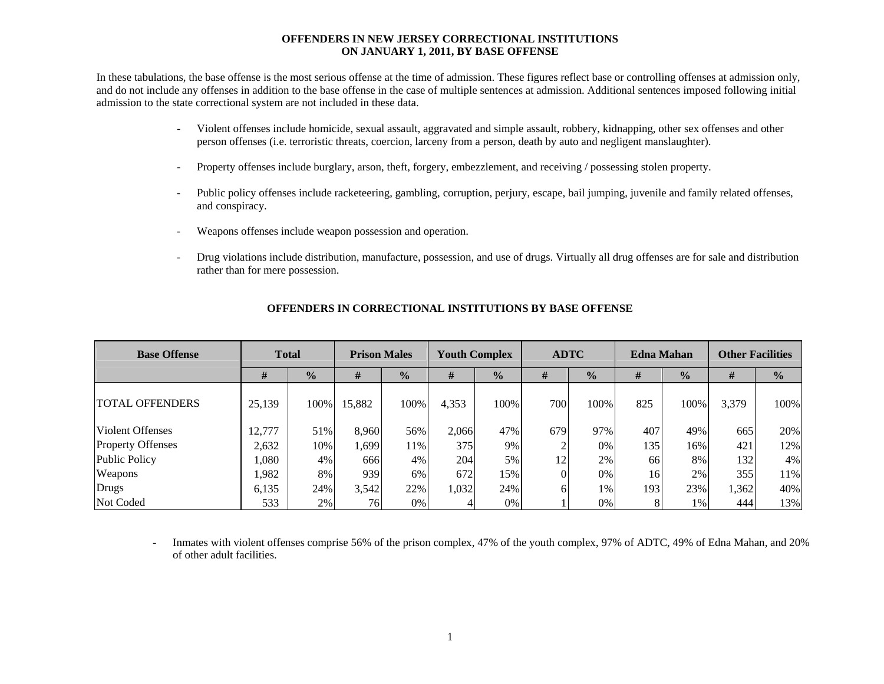# OFFENDERS IN NEW JERSEY CORRECTIONAL INSTITUTIONS ON JANUARY 1, 2011, BY BASE OFFENSE

In these tabulations, the base offense is the most serious offense at the time of admission. These figures reflect base or controlling offenses at admission only, and do not include any offenses in addition to the base offense in the case of multiple sentences at admission. Additional sentences imposed following initial admission to the state correctional system are not included in these data.

- Violent offenses include homicide, sexual assault, aggravated and simple assault, robbery, kidnapping, other sex offenses and other person offenses (i.e. terroristic threats, coercion, larceny from a person, death by auto and negligent manslaughter).
- Property offenses include burglary, arson, theft, forgery, embezzlement, and receiving / possessing stolen property.
- Public policy offenses include racketeering, gambling, corruption, perjury, escape, bail jumping, juvenile and family related offenses, and conspiracy.
- Weapons offenses include weapon possession and operation.
- Drug violations include distribution, manufacture, possession, and use of drugs. Virtually all drug offenses are for sale and distribution rather than for mere possession.

## OFFENDERS IN CORRECTIONAL INSTITUTIONS BY BASE OFFENSE

| Base Offense | Total | | Prison Males | | Youth Complex | | ADTC | | Edna Mahan | | Other Facilities | |
|---|---|---|---|---|---|---|---|---|---|---|---|---|
| | # | % | # | % | # | % | # | % | # | % | # | % |
| TOTAL OFFENDERS | 25,139 | 100% | 15,882 | 100% | 4,353 | 100% | 700 | 100% | 825 | 100% | 3,379 | 100% |
| Violent Offenses | 12,777 | 51% | 8,960 | 56% | 2,066 | 47% | 679 | 97% | 407 | 49% | 665 | 20% |
| Property Offenses | 2,632 | 10% | 1,699 | 11% | 375 | 9% | 2 | 0% | 135 | 16% | 421 | 12% |
| Public Policy | 1,080 | 4% | 666 | 4% | 204 | 5% | 12 | 2% | 66 | 8% | 132 | 4% |
| Weapons | 1,982 | 8% | 939 | 6% | 672 | 15% | 0 | 0% | 16 | 2% | 355 | 11% |
| Drugs | 6,135 | 24% | 3,542 | 22% | 1,032 | 24% | 6 | 1% | 193 | 23% | 1,362 | 40% |
| Not Coded | 533 | 2% | 76 | 0% | 4 | 0% | 1 | 0% | 8 | 1% | 444 | 13% |

- Inmates with violent offenses comprise 56% of the prison complex, 47% of the youth complex, 97% of ADTC, 49% of Edna Mahan, and 20% of other adult facilities.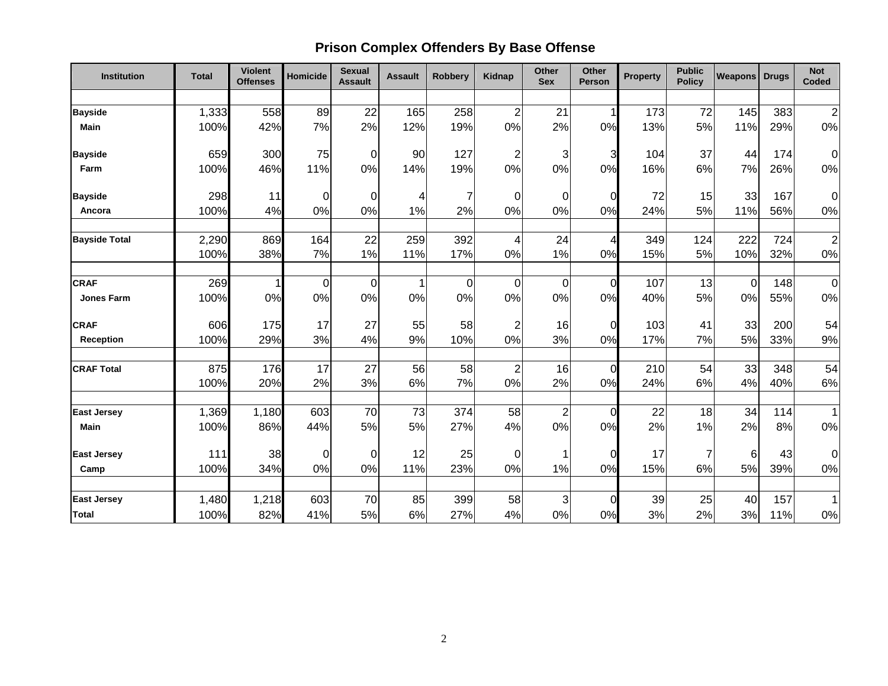## Prison Complex Offenders By Base Offense

| Institution | Total | Violent Offenses | Homicide | Sexual Assault | Assault | Robbery | Kidnap | Other Sex | Other Person | Property | Public Policy | Weapons | Drugs | Not Coded |
|---|---|---|---|---|---|---|---|---|---|---|---|---|---|---|
| **Bayside** | 1,333 | 558 | 89 | 22 | 165 | 258 | 2 | 21 | 1 | 173 | 72 | 145 | 383 | 2 |
| **Main** | 100% | 42% | 7% | 2% | 12% | 19% | 0% | 2% | 0% | 13% | 5% | 11% | 29% | 0% |
| **Bayside** | 659 | 300 | 75 | 0 | 90 | 127 | 2 | 3 | 3 | 104 | 37 | 44 | 174 | 0 |
| **Farm** | 100% | 46% | 11% | 0% | 14% | 19% | 0% | 0% | 0% | 16% | 6% | 7% | 26% | 0% |
| **Bayside** | 298 | 11 | 0 | 0 | 4 | 7 | 0 | 0 | 0 | 72 | 15 | 33 | 167 | 0 |
| **Ancora** | 100% | 4% | 0% | 0% | 1% | 2% | 0% | 0% | 0% | 24% | 5% | 11% | 56% | 0% |
| **Bayside Total** | 2,290 | 869 | 164 | 22 | 259 | 392 | 4 | 24 | 4 | 349 | 124 | 222 | 724 | 2 |
| | 100% | 38% | 7% | 1% | 11% | 17% | 0% | 1% | 0% | 15% | 5% | 10% | 32% | 0% |
| **CRAF** | 269 | 1 | 0 | 0 | 1 | 0 | 0 | 0 | 0 | 107 | 13 | 0 | 148 | 0 |
| **Jones Farm** | 100% | 0% | 0% | 0% | 0% | 0% | 0% | 0% | 0% | 40% | 5% | 0% | 55% | 0% |
| **CRAF** | 606 | 175 | 17 | 27 | 55 | 58 | 2 | 16 | 0 | 103 | 41 | 33 | 200 | 54 |
| **Reception** | 100% | 29% | 3% | 4% | 9% | 10% | 0% | 3% | 0% | 17% | 7% | 5% | 33% | 9% |
| **CRAF Total** | 875 | 176 | 17 | 27 | 56 | 58 | 2 | 16 | 0 | 210 | 54 | 33 | 348 | 54 |
| | 100% | 20% | 2% | 3% | 6% | 7% | 0% | 2% | 0% | 24% | 6% | 4% | 40% | 6% |
| **East Jersey** | 1,369 | 1,180 | 603 | 70 | 73 | 374 | 58 | 2 | 0 | 22 | 18 | 34 | 114 | 1 |
| **Main** | 100% | 86% | 44% | 5% | 5% | 27% | 4% | 0% | 0% | 2% | 1% | 2% | 8% | 0% |
| **East Jersey** | 111 | 38 | 0 | 0 | 12 | 25 | 0 | 1 | 0 | 17 | 7 | 6 | 43 | 0 |
| **Camp** | 100% | 34% | 0% | 0% | 11% | 23% | 0% | 1% | 0% | 15% | 6% | 5% | 39% | 0% |
| **East Jersey** | 1,480 | 1,218 | 603 | 70 | 85 | 399 | 58 | 3 | 0 | 39 | 25 | 40 | 157 | 1 |
| **Total** | 100% | 82% | 41% | 5% | 6% | 27% | 4% | 0% | 0% | 3% | 2% | 3% | 11% | 0% |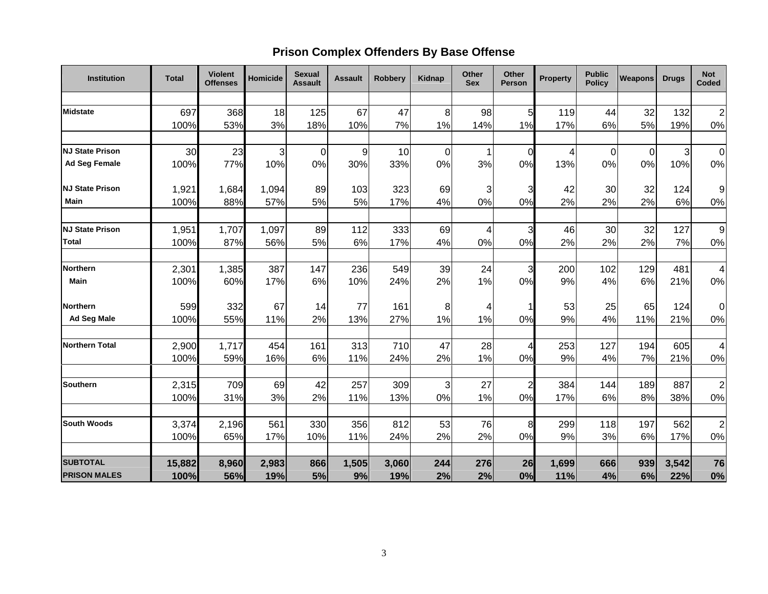## Prison Complex Offenders By Base Offense

| Institution | Total | Violent Offenses | Homicide | Sexual Assault | Assault | Robbery | Kidnap | Other Sex | Other Person | Property | Public Policy | Weapons | Drugs | Not Coded |
|---|---|---|---|---|---|---|---|---|---|---|---|---|---|---|
| Midstate | 697 | 368 | 18 | 125 | 67 | 47 | 8 | 98 | 5 | 119 | 44 | 32 | 132 | 2 |
| | 100% | 53% | 3% | 18% | 10% | 7% | 1% | 14% | 1% | 17% | 6% | 5% | 19% | 0% |
| NJ State Prison Ad Seg Female | 30 | 23 | 3 | 0 | 9 | 10 | 0 | 1 | 0 | 4 | 0 | 0 | 3 | 0 |
| | 100% | 77% | 10% | 0% | 30% | 33% | 0% | 3% | 0% | 13% | 0% | 0% | 10% | 0% |
| NJ State Prison Main | 1,921 | 1,684 | 1,094 | 89 | 103 | 323 | 69 | 3 | 3 | 42 | 30 | 32 | 124 | 9 |
| | 100% | 88% | 57% | 5% | 5% | 17% | 4% | 0% | 0% | 2% | 2% | 2% | 6% | 0% |
| NJ State Prison Total | 1,951 | 1,707 | 1,097 | 89 | 112 | 333 | 69 | 4 | 3 | 46 | 30 | 32 | 127 | 9 |
| | 100% | 87% | 56% | 5% | 6% | 17% | 4% | 0% | 0% | 2% | 2% | 2% | 7% | 0% |
| Northern Main | 2,301 | 1,385 | 387 | 147 | 236 | 549 | 39 | 24 | 3 | 200 | 102 | 129 | 481 | 4 |
| | 100% | 60% | 17% | 6% | 10% | 24% | 2% | 1% | 0% | 9% | 4% | 6% | 21% | 0% |
| Northern Ad Seg Male | 599 | 332 | 67 | 14 | 77 | 161 | 8 | 4 | 1 | 53 | 25 | 65 | 124 | 0 |
| | 100% | 55% | 11% | 2% | 13% | 27% | 1% | 1% | 0% | 9% | 4% | 11% | 21% | 0% |
| Northern Total | 2,900 | 1,717 | 454 | 161 | 313 | 710 | 47 | 28 | 4 | 253 | 127 | 194 | 605 | 4 |
| | 100% | 59% | 16% | 6% | 11% | 24% | 2% | 1% | 0% | 9% | 4% | 7% | 21% | 0% |
| Southern | 2,315 | 709 | 69 | 42 | 257 | 309 | 3 | 27 | 2 | 384 | 144 | 189 | 887 | 2 |
| | 100% | 31% | 3% | 2% | 11% | 13% | 0% | 1% | 0% | 17% | 6% | 8% | 38% | 0% |
| South Woods | 3,374 | 2,196 | 561 | 330 | 356 | 812 | 53 | 76 | 8 | 299 | 118 | 197 | 562 | 2 |
| | 100% | 65% | 17% | 10% | 11% | 24% | 2% | 2% | 0% | 9% | 3% | 6% | 17% | 0% |
| **SUBTOTAL PRISON MALES** | **15,882** | **8,960** | **2,983** | **866** | **1,505** | **3,060** | **244** | **276** | **26** | **1,699** | **666** | **939** | **3,542** | **76** |
| | **100%** | **56%** | **19%** | **5%** | **9%** | **19%** | **2%** | **2%** | **0%** | **11%** | **4%** | **6%** | **22%** | **0%** |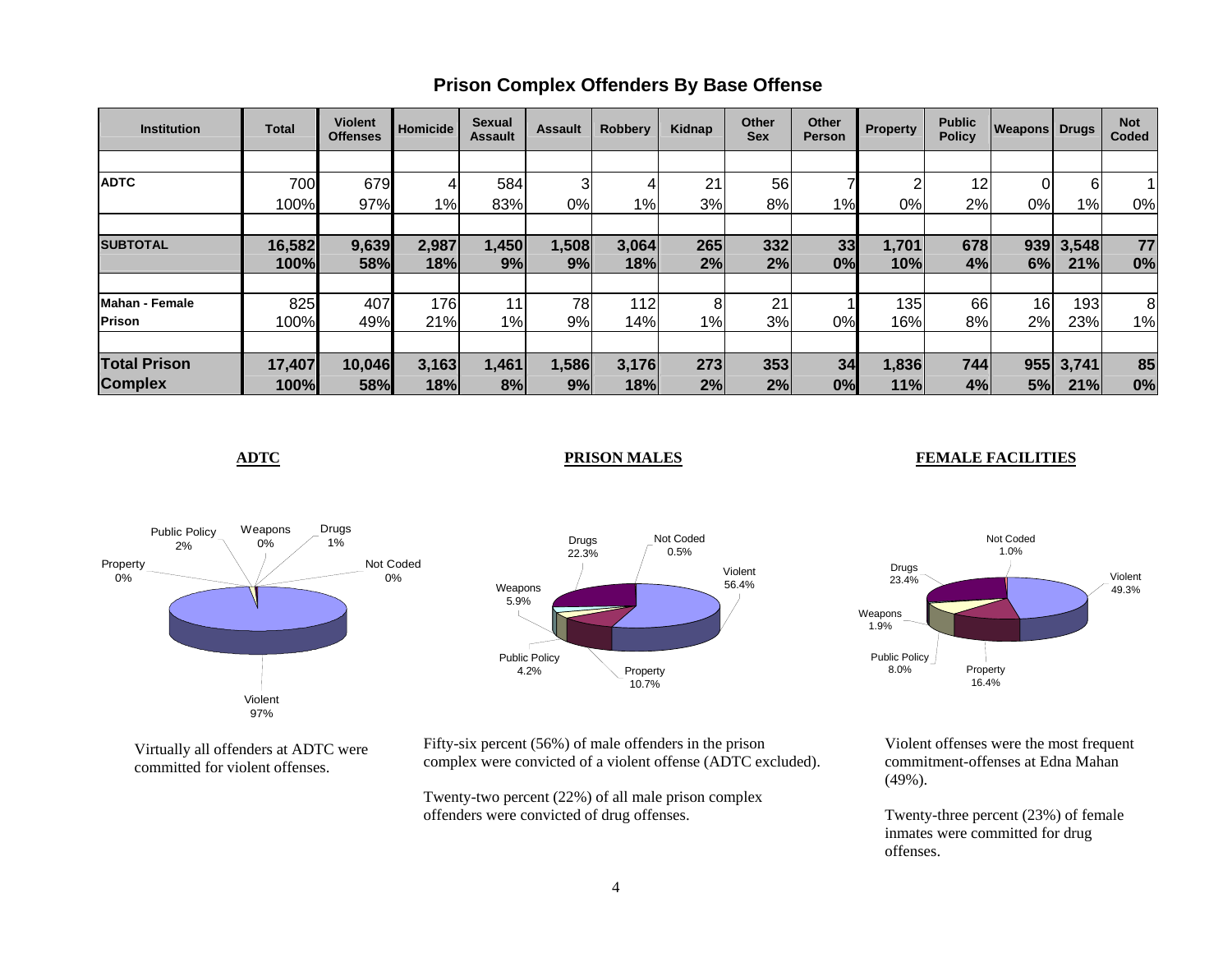# Prison Complex Offenders By Base Offense

| Institution | Total | Violent Offenses | Homicide | Sexual Assault | Assault | Robbery | Kidnap | Other Sex | Other Person | Property | Public Policy | Weapons | Drugs | Not Coded |
|---|---|---|---|---|---|---|---|---|---|---|---|---|---|---|
| **ADTC** | 700 | 679 | 4 | 584 | 3 | 4 | 21 | 56 | 7 | 2 | 12 | 0 | 6 | 1 |
| | 100% | 97% | 1% | 83% | 0% | 1% | 3% | 8% | 1% | 0% | 2% | 0% | 1% | 0% |
| **SUBTOTAL** | **16,582** | **9,639** | **2,987** | **1,450** | **1,508** | **3,064** | **265** | **332** | **33** | **1,701** | **678** | **939** | **3,548** | **77** |
| | **100%** | **58%** | **18%** | **9%** | **9%** | **18%** | **2%** | **2%** | **0%** | **10%** | **4%** | **6%** | **21%** | **0%** |
| **Mahan - Female Prison** | 825 | 407 | 176 | 11 | 78 | 112 | 8 | 21 | 1 | 135 | 66 | 16 | 193 | 8 |
| | 100% | 49% | 21% | 1% | 9% | 14% | 1% | 3% | 0% | 16% | 8% | 2% | 23% | 1% |
| **Total Prison Complex** | **17,407** | **10,046** | **3,163** | **1,461** | **1,586** | **3,176** | **273** | **353** | **34** | **1,836** | **744** | **955** | **3,741** | **85** |
| | **100%** | **58%** | **18%** | **8%** | **9%** | **18%** | **2%** | **2%** | **0%** | **11%** | **4%** | **5%** | **21%** | **0%** |

**ADTC**

Public Policy 2%
Weapons 0%
Drugs 1%
Property 0%
Not Coded 0%
Violent 97%

Virtually all offenders at ADTC were committed for violent offenses.

**PRISON MALES**

Drugs 22.3%
Not Coded 0.5%
Violent 56.4%
Weapons 5.9%
Public Policy 4.2%
Property 10.7%

Fifty-six percent (56%) of male offenders in the prison complex were convicted of a violent offense (ADTC excluded).

Twenty-two percent (22%) of all male prison complex offenders were convicted of drug offenses.

**FEMALE FACILITIES**

Not Coded 1.0%
Drugs 23.4%
Violent 49.3%
Weapons 1.9%
Public Policy 8.0%
Property 16.4%

Violent offenses were the most frequent commitment-offenses at Edna Mahan (49%).

Twenty-three percent (23%) of female inmates were committed for drug offenses.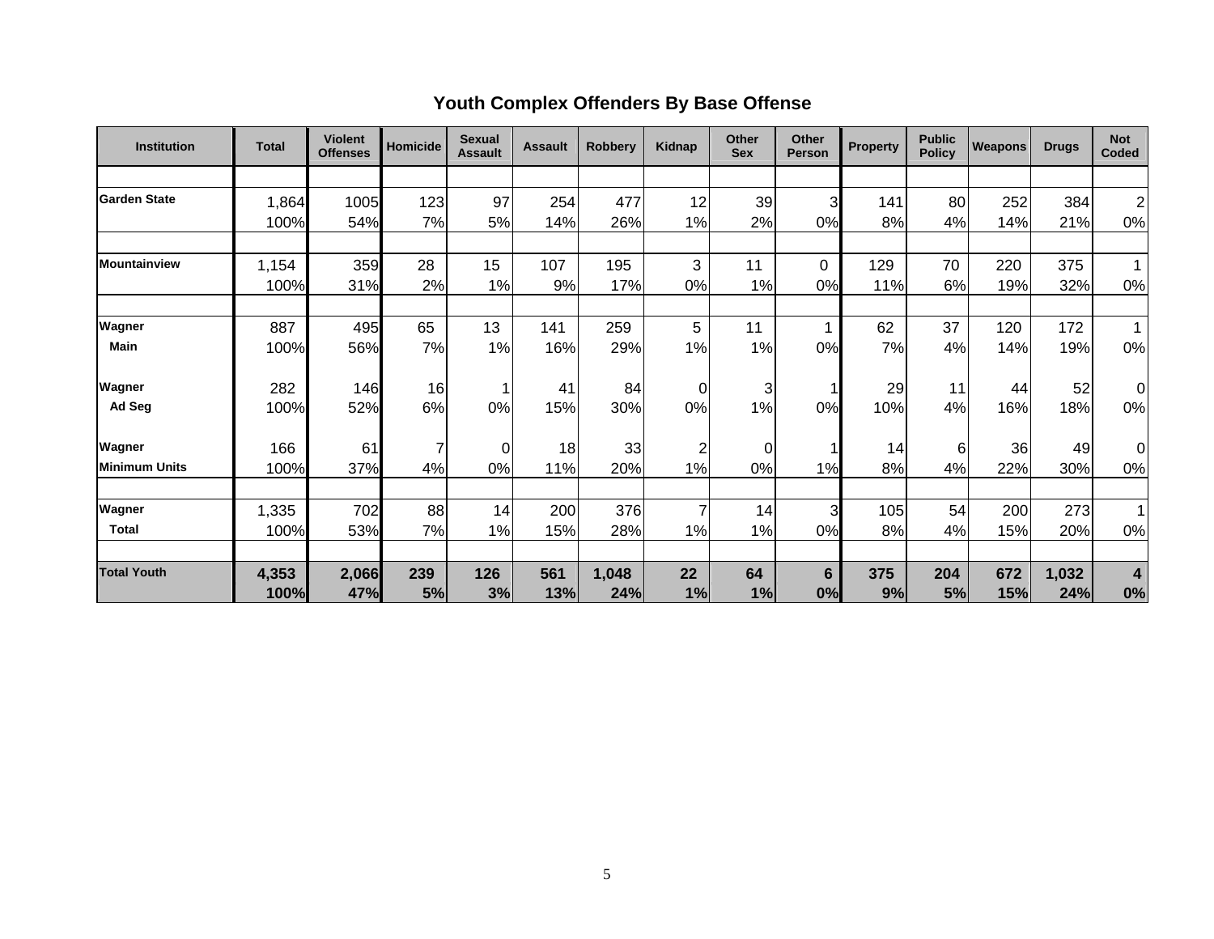## Youth Complex Offenders By Base Offense

| Institution | Total | Violent Offenses | Homicide | Sexual Assault | Assault | Robbery | Kidnap | Other Sex | Other Person | Property | Public Policy | Weapons | Drugs | Not Coded |
|---|---|---|---|---|---|---|---|---|---|---|---|---|---|---|
| Garden State | 1,864 | 1005 | 123 | 97 | 254 | 477 | 12 | 39 | 3 | 141 | 80 | 252 | 384 | 2 |
| | 100% | 54% | 7% | 5% | 14% | 26% | 1% | 2% | 0% | 8% | 4% | 14% | 21% | 0% |
| Mountainview | 1,154 | 359 | 28 | 15 | 107 | 195 | 3 | 11 | 0 | 129 | 70 | 220 | 375 | 1 |
| | 100% | 31% | 2% | 1% | 9% | 17% | 0% | 1% | 0% | 11% | 6% | 19% | 32% | 0% |
| Wagner Main | 887 | 495 | 65 | 13 | 141 | 259 | 5 | 11 | 1 | 62 | 37 | 120 | 172 | 1 |
| | 100% | 56% | 7% | 1% | 16% | 29% | 1% | 1% | 0% | 7% | 4% | 14% | 19% | 0% |
| Wagner Ad Seg | 282 | 146 | 16 | 1 | 41 | 84 | 0 | 3 | 1 | 29 | 11 | 44 | 52 | 0 |
| | 100% | 52% | 6% | 0% | 15% | 30% | 0% | 1% | 0% | 10% | 4% | 16% | 18% | 0% |
| Wagner Minimum Units | 166 | 61 | 7 | 0 | 18 | 33 | 2 | 0 | 1 | 14 | 6 | 36 | 49 | 0 |
| | 100% | 37% | 4% | 0% | 11% | 20% | 1% | 0% | 1% | 8% | 4% | 22% | 30% | 0% |
| Wagner Total | 1,335 | 702 | 88 | 14 | 200 | 376 | 7 | 14 | 3 | 105 | 54 | 200 | 273 | 1 |
| | 100% | 53% | 7% | 1% | 15% | 28% | 1% | 1% | 0% | 8% | 4% | 15% | 20% | 0% |
| **Total Youth** | **4,353** | **2,066** | **239** | **126** | **561** | **1,048** | **22** | **64** | **6** | **375** | **204** | **672** | **1,032** | **4** |
| | **100%** | **47%** | **5%** | **3%** | **13%** | **24%** | **1%** | **1%** | **0%** | **9%** | **5%** | **15%** | **24%** | **0%** |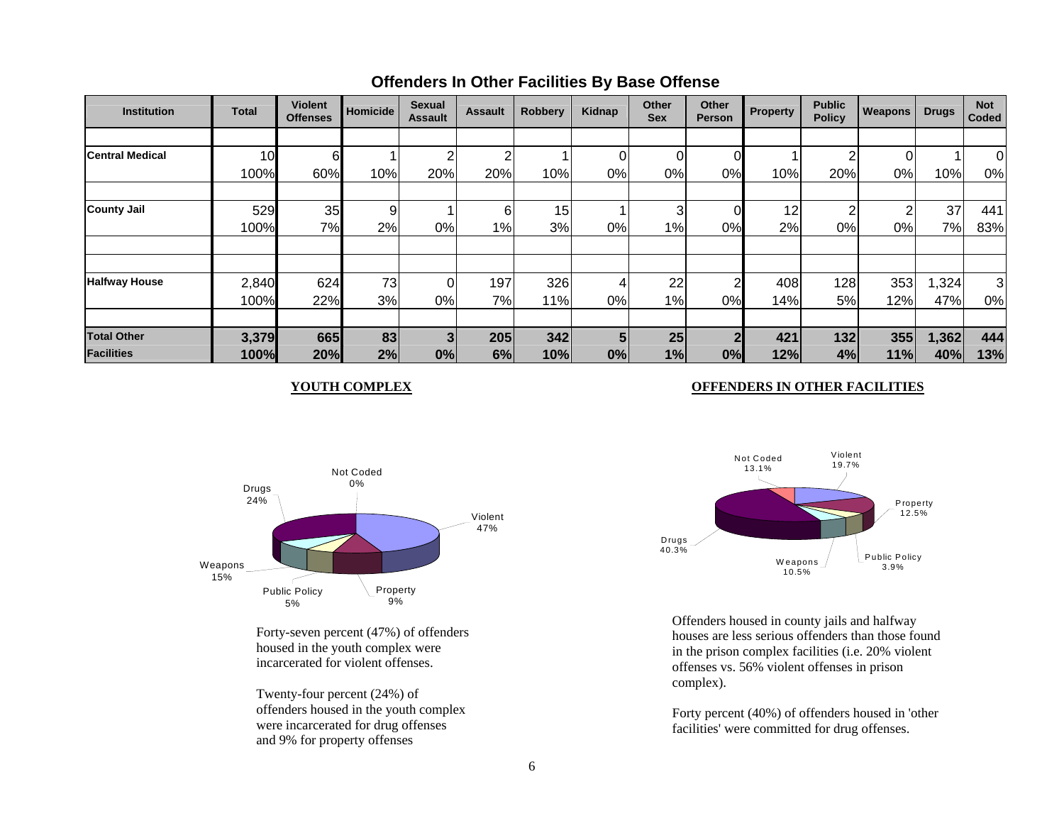## Offenders In Other Facilities By Base Offense

| Institution | Total | Violent Offenses | Homicide | Sexual Assault | Assault | Robbery | Kidnap | Other Sex | Other Person | Property | Public Policy | Weapons | Drugs | Not Coded |
|---|---|---|---|---|---|---|---|---|---|---|---|---|---|---|
| **Central Medical** | 10 | 6 | 1 | 2 | 2 | 1 | 0 | 0 | 0 | 1 | 2 | 0 | 1 | 0 |
| | 100% | 60% | 10% | 20% | 20% | 10% | 0% | 0% | 0% | 10% | 20% | 0% | 10% | 0% |
| **County Jail** | 529 | 35 | 9 | 1 | 6 | 15 | 1 | 3 | 0 | 12 | 2 | 2 | 37 | 441 |
| | 100% | 7% | 2% | 0% | 1% | 3% | 0% | 1% | 0% | 2% | 0% | 0% | 7% | 83% |
| **Halfway House** | 2,840 | 624 | 73 | 0 | 197 | 326 | 4 | 22 | 2 | 408 | 128 | 353 | 1,324 | 3 |
| | 100% | 22% | 3% | 0% | 7% | 11% | 0% | 1% | 0% | 14% | 5% | 12% | 47% | 0% |
| **Total Other** | **3,379** | **665** | **83** | **3** | **205** | **342** | **5** | **25** | **2** | **421** | **132** | **355** | **1,362** | **444** |
| **Facilities** | **100%** | **20%** | **2%** | **0%** | **6%** | **10%** | **0%** | **1%** | **0%** | **12%** | **4%** | **11%** | **40%** | **13%** |

**YOUTH COMPLEX**

Not Coded 0%
Violent 47%
Property 9%
Public Policy 5%
Weapons 15%
Drugs 24%

Forty-seven percent (47%) of offenders housed in the youth complex were incarcerated for violent offenses.

Twenty-four percent (24%) of offenders housed in the youth complex were incarcerated for drug offenses and 9% for property offenses

**OFFENDERS IN OTHER FACILITIES**

Not Coded 13.1%
Violent 19.7%
Property 12.5%
Public Policy 3.9%
Weapons 10.5%
Drugs 40.3%

Offenders housed in county jails and halfway houses are less serious offenders than those found in the prison complex facilities (i.e. 20% violent offenses vs. 56% violent offenses in prison complex).

Forty percent (40%) of offenders housed in 'other facilities' were committed for drug offenses.